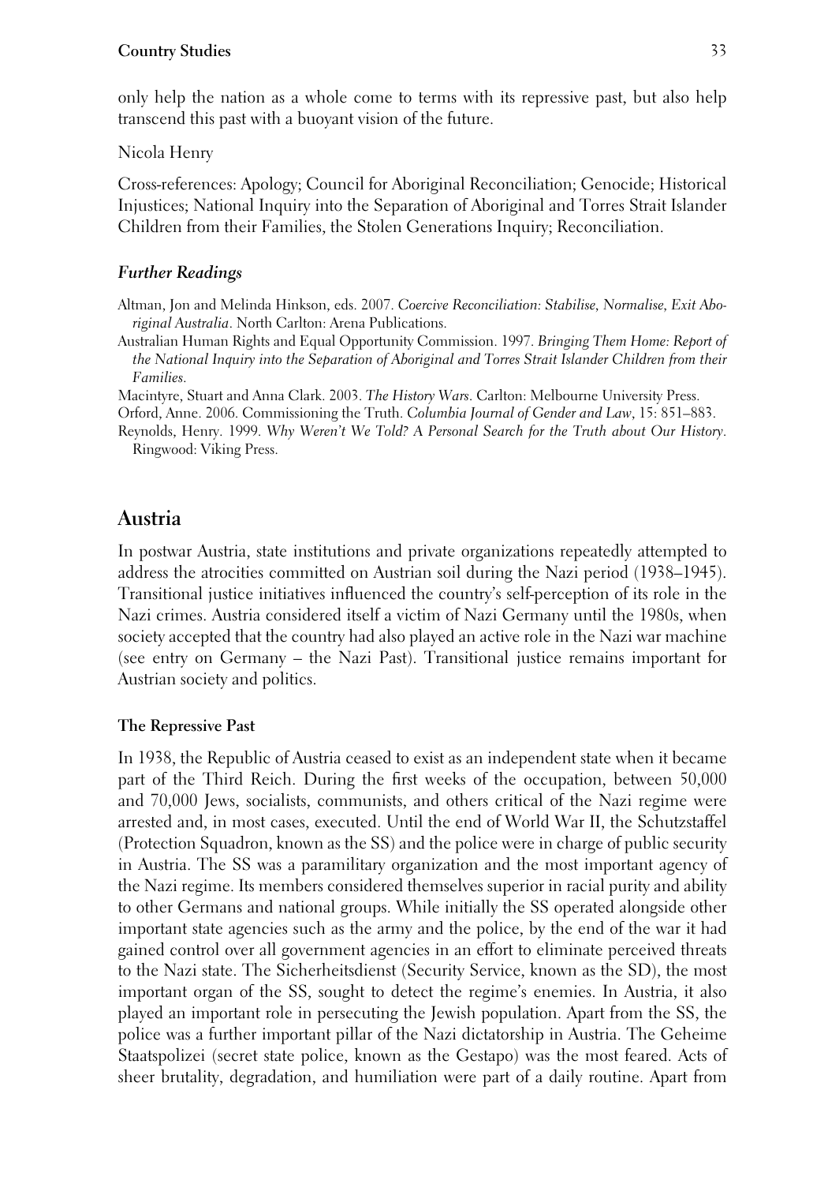only help the nation as a whole come to terms with its repressive past, but also help transcend this past with a buoyant vision of the future.

Nicola Henry

Cross-references: Apology; Council for Aboriginal Reconciliation; Genocide; Historical Injustices; National Inquiry into the Separation of Aboriginal and Torres Strait Islander Children from their Families, the Stolen Generations Inquiry; Reconciliation.

### *Further Readings*

Altman, Jon and Melinda Hinkson, eds. 2007. *Coercive Reconciliation: Stabilise, Normalise, Exit Aboriginal Australia*. North Carlton: Arena Publications.

Australian Human Rights and Equal Opportunity Commission. 1997. *Bringing Them Home: Report of the National Inquiry into the Separation of Aboriginal and Torres Strait Islander Children from their Families.*

Macintyre, Stuart and Anna Clark. 2003. *The History Wars*. Carlton: Melbourne University Press.

Orford, Anne. 2006. Commissioning the Truth. *Columbia Journal of Gender and Law*, 15: 851–883.

Reynolds, Henry. 1999. *Why Weren't We Told? A Personal Search for the Truth about Our History*. Ringwood: Viking Press.

## Austria

In postwar Austria, state institutions and private organizations repeatedly attempted to address the atrocities committed on Austrian soil during the Nazi period (1938–1945). Transitional justice initiatives influenced the country's self-perception of its role in the Nazi crimes. Austria considered itself a victim of Nazi Germany until the 1980s, when society accepted that the country had also played an active role in the Nazi war machine (see entry on Germany – the Nazi Past). Transitional justice remains important for Austrian society and politics.

### The Repressive Past

In 1938, the Republic of Austria ceased to exist as an independent state when it became part of the Third Reich. During the first weeks of the occupation, between 50,000 and 70,000 Jews, socialists, communists, and others critical of the Nazi regime were arrested and, in most cases, executed. Until the end of World War II, the Schutzstaffel (Protection Squadron, known as the SS) and the police were in charge of public security in Austria. The SS was a paramilitary organization and the most important agency of the Nazi regime. Its members considered themselves superior in racial purity and ability to other Germans and national groups. While initially the SS operated alongside other important state agencies such as the army and the police, by the end of the war it had gained control over all government agencies in an effort to eliminate perceived threats to the Nazi state. The Sicherheitsdienst (Security Service, known as the SD), the most important organ of the SS, sought to detect the regime's enemies. In Austria, it also played an important role in persecuting the Jewish population. Apart from the SS, the police was a further important pillar of the Nazi dictatorship in Austria. The Geheime Staatspolizei (secret state police, known as the Gestapo) was the most feared. Acts of sheer brutality, degradation, and humiliation were part of a daily routine. Apart from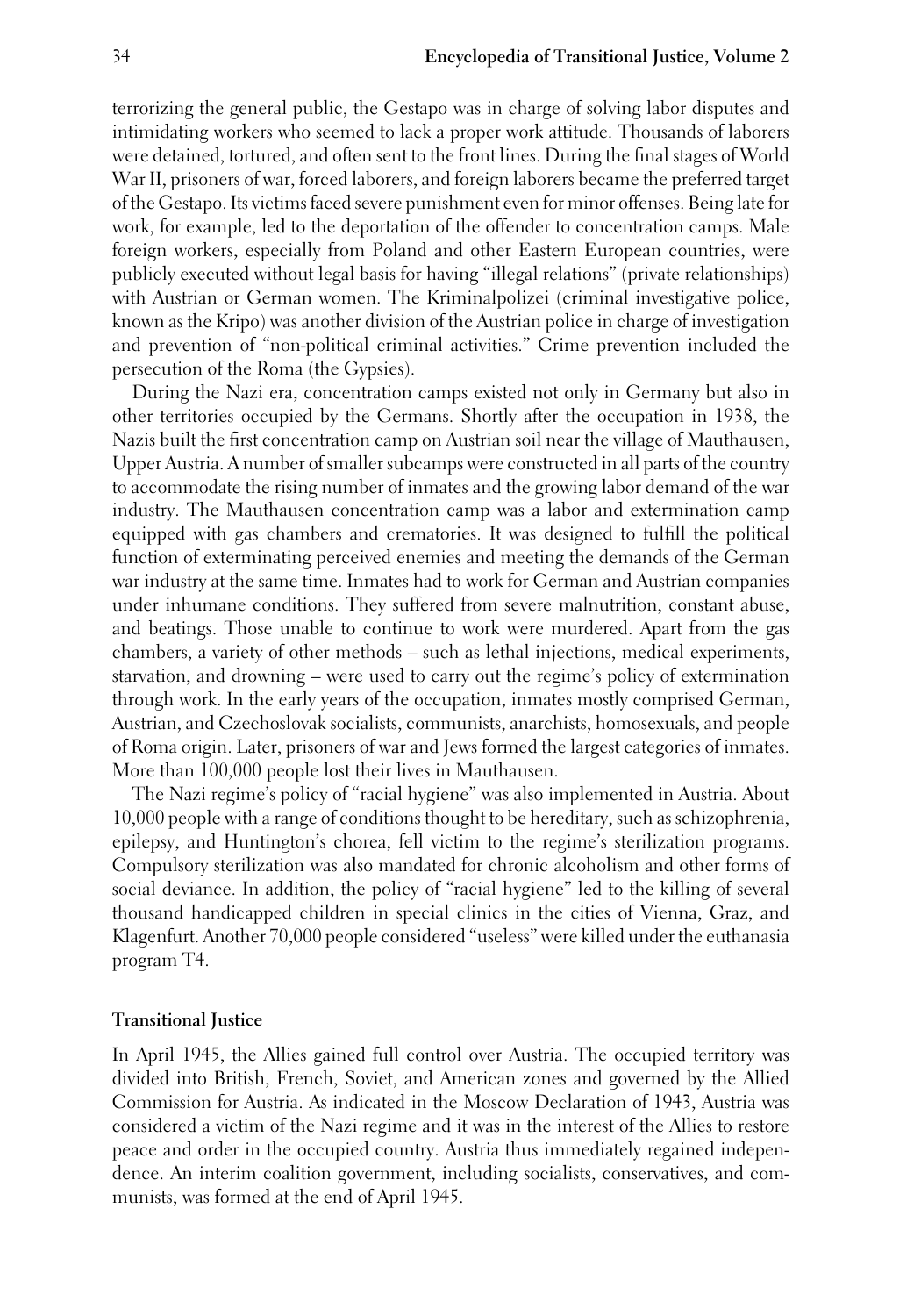terrorizing the general public, the Gestapo was in charge of solving labor disputes and intimidating workers who seemed to lack a proper work attitude. Thousands of laborers were detained, tortured, and often sent to the front lines. During the final stages of World War II, prisoners of war, forced laborers, and foreign laborers became the preferred target of the Gestapo. Its victims faced severe punishment even for minor offenses. Being late for work, for example, led to the deportation of the offender to concentration camps. Male foreign workers, especially from Poland and other Eastern European countries, were publicly executed without legal basis for having "illegal relations" (private relationships) with Austrian or German women. The Kriminalpolizei (criminal investigative police, known as the Kripo) was another division of the Austrian police in charge of investigation and prevention of "non-political criminal activities." Crime prevention included the persecution of the Roma (the Gypsies).

During the Nazi era, concentration camps existed not only in Germany but also in other territories occupied by the Germans. Shortly after the occupation in 1938, the Nazis built the first concentration camp on Austrian soil near the village of Mauthausen, Upper Austria. A number of smaller subcamps were constructed in all parts of the country to accommodate the rising number of inmates and the growing labor demand of the war industry. The Mauthausen concentration camp was a labor and extermination camp equipped with gas chambers and crematories. It was designed to fulfill the political function of exterminating perceived enemies and meeting the demands of the German war industry at the same time. Inmates had to work for German and Austrian companies under inhumane conditions. They suffered from severe malnutrition, constant abuse, and beatings. Those unable to continue to work were murdered. Apart from the gas chambers, a variety of other methods – such as lethal injections, medical experiments, starvation, and drowning – were used to carry out the regime's policy of extermination through work. In the early years of the occupation, inmates mostly comprised German, Austrian, and Czechoslovak socialists, communists, anarchists, homosexuals, and people of Roma origin. Later, prisoners of war and Jews formed the largest categories of inmates. More than 100,000 people lost their lives in Mauthausen.

The Nazi regime's policy of "racial hygiene" was also implemented in Austria. About 10,000 people with a range of conditions thought to be hereditary, such as schizophrenia, epilepsy, and Huntington's chorea, fell victim to the regime's sterilization programs. Compulsory sterilization was also mandated for chronic alcoholism and other forms of social deviance. In addition, the policy of "racial hygiene" led to the killing of several thousand handicapped children in special clinics in the cities of Vienna, Graz, and Klagenfurt. Another 70,000 people considered "useless" were killed under the euthanasia program T4.

## Transitional Justice

In April 1945, the Allies gained full control over Austria. The occupied territory was divided into British, French, Soviet, and American zones and governed by the Allied Commission for Austria. As indicated in the Moscow Declaration of 1943, Austria was considered a victim of the Nazi regime and it was in the interest of the Allies to restore peace and order in the occupied country. Austria thus immediately regained independence. An interim coalition government, including socialists, conservatives, and communists, was formed at the end of April 1945.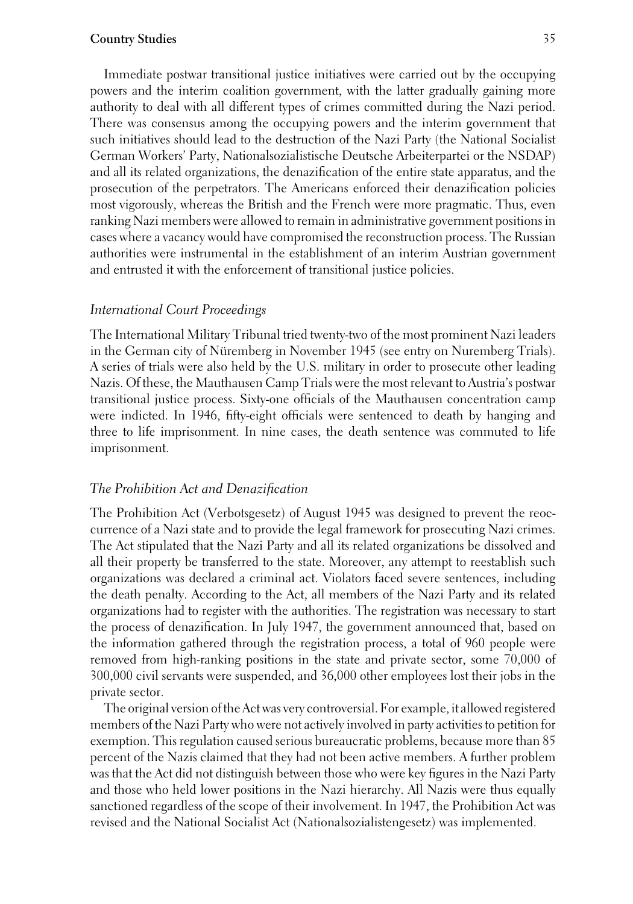Immediate postwar transitional justice initiatives were carried out by the occupying powers and the interim coalition government, with the latter gradually gaining more authority to deal with all different types of crimes committed during the Nazi period. There was consensus among the occupying powers and the interim government that such initiatives should lead to the destruction of the Nazi Party (the National Socialist German Workers' Party, Nationalsozialistische Deutsche Arbeiterpartei or the NSDAP) and all its related organizations, the denazification of the entire state apparatus, and the prosecution of the perpetrators. The Americans enforced their denazification policies most vigorously, whereas the British and the French were more pragmatic. Thus, even ranking Nazi members were allowed to remain in administrative government positions in cases where a vacancy would have compromised the reconstruction process. The Russian authorities were instrumental in the establishment of an interim Austrian government and entrusted it with the enforcement of transitional justice policies.

### *International Court Proceedings*

The International Military Tribunal tried twenty-two of the most prominent Nazi leaders in the German city of Nüremberg in November 1945 (see entry on Nuremberg Trials). A series of trials were also held by the U.S. military in order to prosecute other leading Nazis. Of these, the Mauthausen Camp Trials were the most relevant to Austria's postwar transitional justice process. Sixty-one officials of the Mauthausen concentration camp were indicted. In 1946, fifty-eight officials were sentenced to death by hanging and three to life imprisonment. In nine cases, the death sentence was commuted to life imprisonment.

### *The Prohibition Act and Denazification*

The Prohibition Act (Verbotsgesetz) of August 1945 was designed to prevent the reoccurrence of a Nazi state and to provide the legal framework for prosecuting Nazi crimes. The Act stipulated that the Nazi Party and all its related organizations be dissolved and all their property be transferred to the state. Moreover, any attempt to reestablish such organizations was declared a criminal act. Violators faced severe sentences, including the death penalty. According to the Act, all members of the Nazi Party and its related organizations had to register with the authorities. The registration was necessary to start the process of denazification. In July 1947, the government announced that, based on the information gathered through the registration process, a total of 960 people were removed from high-ranking positions in the state and private sector, some 70,000 of 300,000 civil servants were suspended, and 36,000 other employees lost their jobs in the private sector.

The original version of the Act was very controversial. For example, it allowed registered members of the Nazi Party who were not actively involved in party activities to petition for exemption. This regulation caused serious bureaucratic problems, because more than 85 percent of the Nazis claimed that they had not been active members. A further problem was that the Act did not distinguish between those who were key figures in the Nazi Party and those who held lower positions in the Nazi hierarchy. All Nazis were thus equally sanctioned regardless of the scope of their involvement. In 1947, the Prohibition Act was revised and the National Socialist Act (Nationalsozialistengesetz) was implemented.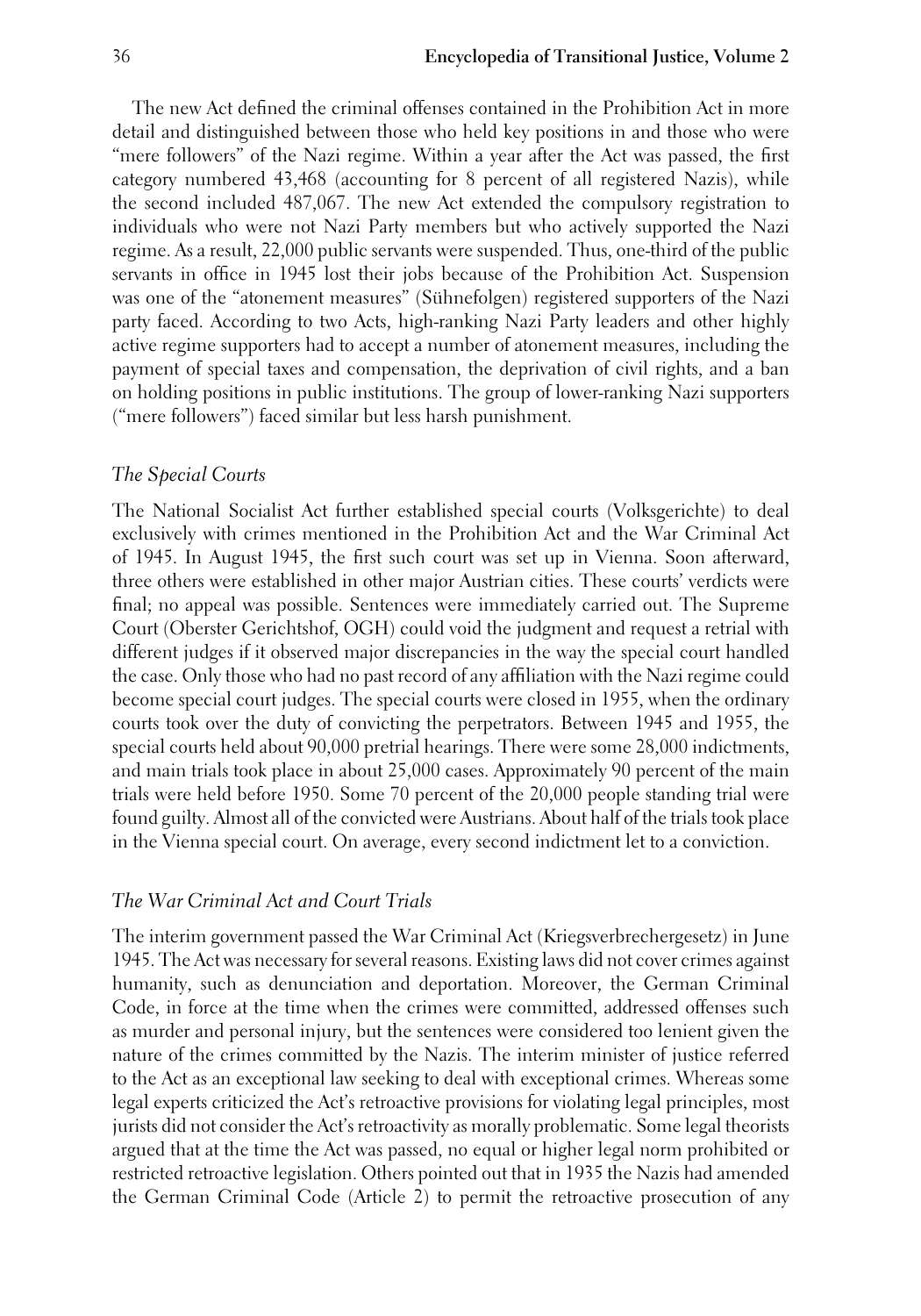The new Act defined the criminal offenses contained in the Prohibition Act in more detail and distinguished between those who held key positions in and those who were "mere followers" of the Nazi regime. Within a year after the Act was passed, the first category numbered 43,468 (accounting for 8 percent of all registered Nazis), while the second included 487,067. The new Act extended the compulsory registration to individuals who were not Nazi Party members but who actively supported the Nazi regime. As a result, 22,000 public servants were suspended. Thus, one-third of the public servants in office in 1945 lost their jobs because of the Prohibition Act. Suspension was one of the "atonement measures" (Sühnefolgen) registered supporters of the Nazi party faced. According to two Acts, high-ranking Nazi Party leaders and other highly active regime supporters had to accept a number of atonement measures, including the payment of special taxes and compensation, the deprivation of civil rights, and a ban on holding positions in public institutions. The group of lower-ranking Nazi supporters ("mere followers") faced similar but less harsh punishment.

### *The Special Courts*

The National Socialist Act further established special courts (Volksgerichte) to deal exclusively with crimes mentioned in the Prohibition Act and the War Criminal Act of 1945. In August 1945, the first such court was set up in Vienna. Soon afterward, three others were established in other major Austrian cities. These courts' verdicts were final; no appeal was possible. Sentences were immediately carried out. The Supreme Court (Oberster Gerichtshof, OGH) could void the judgment and request a retrial with different judges if it observed major discrepancies in the way the special court handled the case. Only those who had no past record of any affiliation with the Nazi regime could become special court judges. The special courts were closed in 1955, when the ordinary courts took over the duty of convicting the perpetrators. Between 1945 and 1955, the special courts held about 90,000 pretrial hearings. There were some 28,000 indictments, and main trials took place in about 25,000 cases. Approximately 90 percent of the main trials were held before 1950. Some 70 percent of the 20,000 people standing trial were found guilty. Almost all of the convicted were Austrians. About half of the trials took place in the Vienna special court. On average, every second indictment let to a conviction.

### *The War Criminal Act and Court Trials*

The interim government passed the War Criminal Act (Kriegsverbrechergesetz) in June 1945. The Act was necessary for several reasons. Existing laws did not cover crimes against humanity, such as denunciation and deportation. Moreover, the German Criminal Code, in force at the time when the crimes were committed, addressed offenses such as murder and personal injury, but the sentences were considered too lenient given the nature of the crimes committed by the Nazis. The interim minister of justice referred to the Act as an exceptional law seeking to deal with exceptional crimes. Whereas some legal experts criticized the Act's retroactive provisions for violating legal principles, most jurists did not consider the Act's retroactivity as morally problematic. Some legal theorists argued that at the time the Act was passed, no equal or higher legal norm prohibited or restricted retroactive legislation. Others pointed out that in 1935 the Nazis had amended the German Criminal Code (Article 2) to permit the retroactive prosecution of any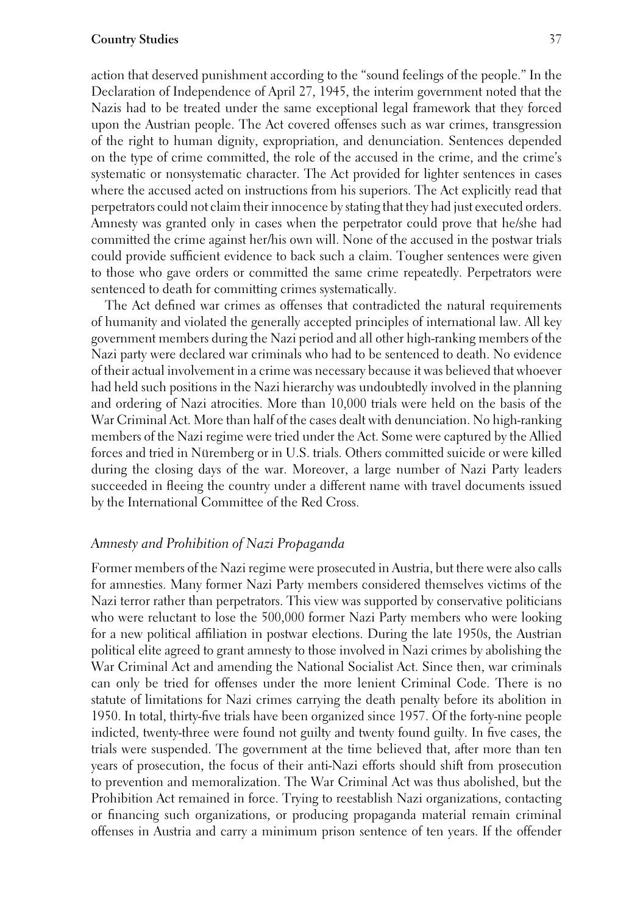action that deserved punishment according to the "sound feelings of the people." In the Declaration of Independence of April 27, 1945, the interim government noted that the Nazis had to be treated under the same exceptional legal framework that they forced upon the Austrian people. The Act covered offenses such as war crimes, transgression of the right to human dignity, expropriation, and denunciation. Sentences depended on the type of crime committed, the role of the accused in the crime, and the crime's systematic or nonsystematic character. The Act provided for lighter sentences in cases where the accused acted on instructions from his superiors. The Act explicitly read that perpetrators could not claim their innocence by stating that they had just executed orders. Amnesty was granted only in cases when the perpetrator could prove that he/she had committed the crime against her/his own will. None of the accused in the postwar trials could provide sufficient evidence to back such a claim. Tougher sentences were given to those who gave orders or committed the same crime repeatedly. Perpetrators were sentenced to death for committing crimes systematically.

The Act defined war crimes as offenses that contradicted the natural requirements of humanity and violated the generally accepted principles of international law. All key government members during the Nazi period and all other high-ranking members of the Nazi party were declared war criminals who had to be sentenced to death. No evidence of their actual involvement in a crime was necessary because it was believed that whoever had held such positions in the Nazi hierarchy was undoubtedly involved in the planning and ordering of Nazi atrocities. More than 10,000 trials were held on the basis of the War Criminal Act. More than half of the cases dealt with denunciation. No high-ranking members of the Nazi regime were tried under the Act. Some were captured by the Allied forces and tried in Nüremberg or in U.S. trials. Others committed suicide or were killed during the closing days of the war. Moreover, a large number of Nazi Party leaders succeeded in fleeing the country under a different name with travel documents issued by the International Committee of the Red Cross.

### *Amnesty and Prohibition of Nazi Propaganda*

Former members of the Nazi regime were prosecuted in Austria, but there were also calls for amnesties. Many former Nazi Party members considered themselves victims of the Nazi terror rather than perpetrators. This view was supported by conservative politicians who were reluctant to lose the 500,000 former Nazi Party members who were looking for a new political affiliation in postwar elections. During the late 1950s, the Austrian political elite agreed to grant amnesty to those involved in Nazi crimes by abolishing the War Criminal Act and amending the National Socialist Act. Since then, war criminals can only be tried for offenses under the more lenient Criminal Code. There is no statute of limitations for Nazi crimes carrying the death penalty before its abolition in 1950. In total, thirty-five trials have been organized since 1957. Of the forty-nine people indicted, twenty-three were found not guilty and twenty found guilty. In five cases, the trials were suspended. The government at the time believed that, after more than ten years of prosecution, the focus of their anti-Nazi efforts should shift from prosecution to prevention and memoralization. The War Criminal Act was thus abolished, but the Prohibition Act remained in force. Trying to reestablish Nazi organizations, contacting or financing such organizations, or producing propaganda material remain criminal offenses in Austria and carry a minimum prison sentence of ten years. If the offender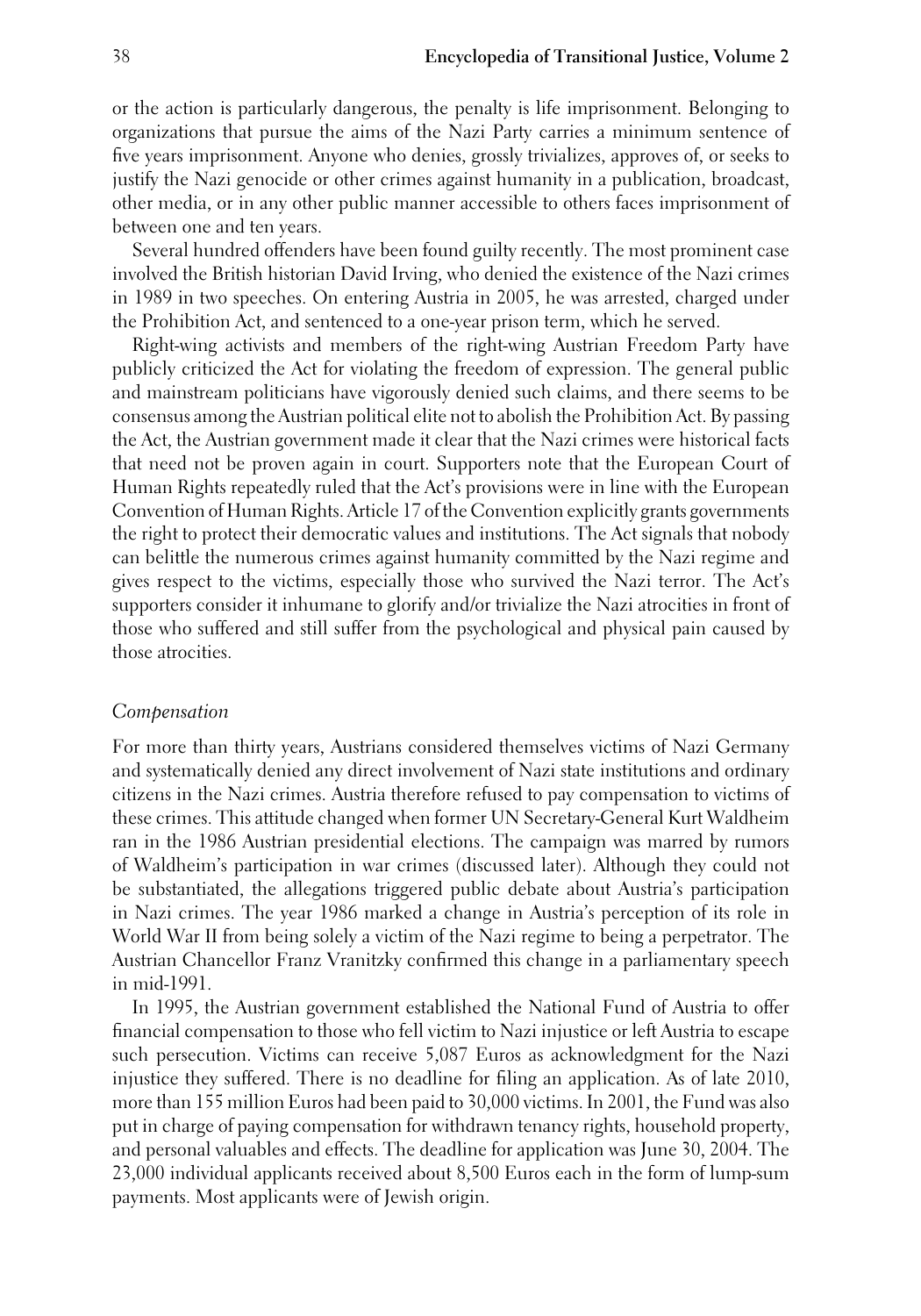or the action is particularly dangerous, the penalty is life imprisonment. Belonging to organizations that pursue the aims of the Nazi Party carries a minimum sentence of five years imprisonment. Anyone who denies, grossly trivializes, approves of, or seeks to justify the Nazi genocide or other crimes against humanity in a publication, broadcast, other media, or in any other public manner accessible to others faces imprisonment of between one and ten years.

Several hundred offenders have been found guilty recently. The most prominent case involved the British historian David Irving, who denied the existence of the Nazi crimes in 1989 in two speeches. On entering Austria in 2005, he was arrested, charged under the Prohibition Act, and sentenced to a one-year prison term, which he served.

Right-wing activists and members of the right-wing Austrian Freedom Party have publicly criticized the Act for violating the freedom of expression. The general public and mainstream politicians have vigorously denied such claims, and there seems to be consensus among the Austrian political elite not to abolish the Prohibition Act. By passing the Act, the Austrian government made it clear that the Nazi crimes were historical facts that need not be proven again in court. Supporters note that the European Court of Human Rights repeatedly ruled that the Act's provisions were in line with the European Convention of Human Rights. Article 17 of the Convention explicitly grants governments the right to protect their democratic values and institutions. The Act signals that nobody can belittle the numerous crimes against humanity committed by the Nazi regime and gives respect to the victims, especially those who survived the Nazi terror. The Act's supporters consider it inhumane to glorify and/or trivialize the Nazi atrocities in front of those who suffered and still suffer from the psychological and physical pain caused by those atrocities.

### *Compensation*

For more than thirty years, Austrians considered themselves victims of Nazi Germany and systematically denied any direct involvement of Nazi state institutions and ordinary citizens in the Nazi crimes. Austria therefore refused to pay compensation to victims of these crimes. This attitude changed when former UN Secretary-General Kurt Waldheim ran in the 1986 Austrian presidential elections. The campaign was marred by rumors of Waldheim's participation in war crimes (discussed later). Although they could not be substantiated, the allegations triggered public debate about Austria's participation in Nazi crimes. The year 1986 marked a change in Austria's perception of its role in World War II from being solely a victim of the Nazi regime to being a perpetrator. The Austrian Chancellor Franz Vranitzky confirmed this change in a parliamentary speech in mid-1991.

In 1995, the Austrian government established the National Fund of Austria to offer financial compensation to those who fell victim to Nazi injustice or left Austria to escape such persecution. Victims can receive 5,087 Euros as acknowledgment for the Nazi injustice they suffered. There is no deadline for filing an application. As of late 2010, more than 155 million Euros had been paid to 30,000 victims. In 2001, the Fund was also put in charge of paying compensation for withdrawn tenancy rights, household property, and personal valuables and effects. The deadline for application was June 30, 2004. The 23,000 individual applicants received about 8,500 Euros each in the form of lump-sum payments. Most applicants were of Jewish origin.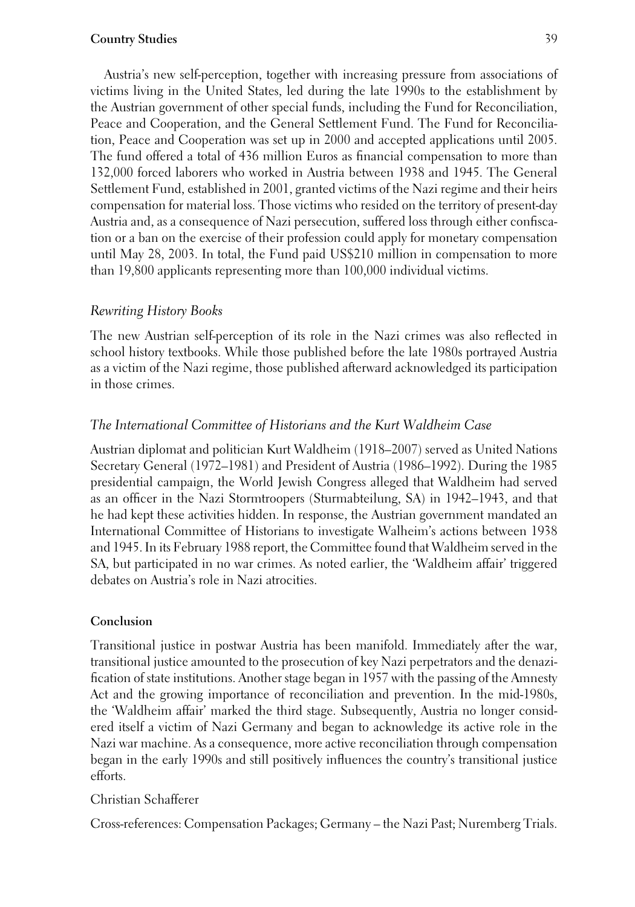Austria's new self-perception, together with increasing pressure from associations of victims living in the United States, led during the late 1990s to the establishment by the Austrian government of other special funds, including the Fund for Reconciliation, Peace and Cooperation, and the General Settlement Fund. The Fund for Reconciliation, Peace and Cooperation was set up in 2000 and accepted applications until 2005. The fund offered a total of 436 million Euros as financial compensation to more than 132,000 forced laborers who worked in Austria between 1938 and 1945. The General Settlement Fund, established in 2001, granted victims of the Nazi regime and their heirs compensation for material loss. Those victims who resided on the territory of present-day Austria and, as a consequence of Nazi persecution, suffered loss through either confiscation or a ban on the exercise of their profession could apply for monetary compensation until May 28, 2003. In total, the Fund paid US$210 million in compensation to more than 19,800 applicants representing more than 100,000 individual victims.

### *Rewriting History Books*

The new Austrian self-perception of its role in the Nazi crimes was also reflected in school history textbooks. While those published before the late 1980s portrayed Austria as a victim of the Nazi regime, those published afterward acknowledged its participation in those crimes.

### *The International Committee of Historians and the Kurt Waldheim Case*

Austrian diplomat and politician Kurt Waldheim (1918–2007) served as United Nations Secretary General (1972–1981) and President of Austria (1986–1992). During the 1985 presidential campaign, the World Jewish Congress alleged that Waldheim had served as an officer in the Nazi Stormtroopers (Sturmabteilung, SA) in 1942–1943, and that he had kept these activities hidden. In response, the Austrian government mandated an International Committee of Historians to investigate Walheim's actions between 1938 and 1945. In its February 1988 report, the Committee found that Waldheim served in the SA, but participated in no war crimes. As noted earlier, the 'Waldheim affair' triggered debates on Austria's role in Nazi atrocities.

## Conclusion

Transitional justice in postwar Austria has been manifold. Immediately after the war, transitional justice amounted to the prosecution of key Nazi perpetrators and the denazification of state institutions. Another stage began in 1957 with the passing of the Amnesty Act and the growing importance of reconciliation and prevention. In the mid-1980s, the 'Waldheim affair' marked the third stage. Subsequently, Austria no longer considered itself a victim of Nazi Germany and began to acknowledge its active role in the Nazi war machine. As a consequence, more active reconciliation through compensation began in the early 1990s and still positively influences the country's transitional justice efforts.

Christian Schafferer

Cross-references: Compensation Packages; Germany – the Nazi Past; Nuremberg Trials.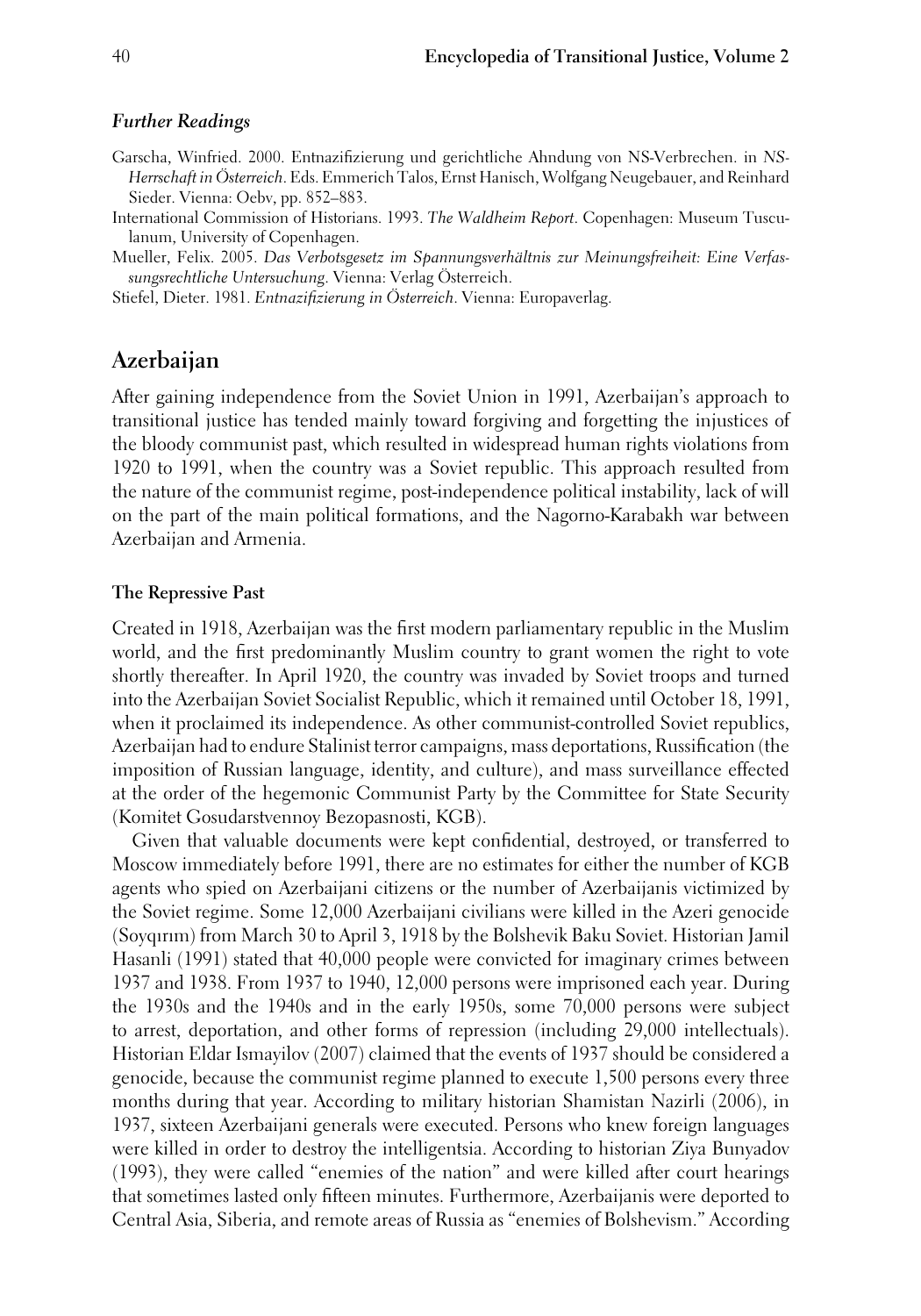### *Further Readings*

Garscha, Winfried. 2000. Entnazifizierung und gerichtliche Ahndung von NS-Verbrechen. in *NS-Herrschaft in Österreich*. Eds. Emmerich Talos, Ernst Hanisch, Wolfgang Neugebauer, and Reinhard Sieder. Vienna: Oebv, pp. 852–883.

International Commission of Historians. 1993. *The Waldheim Report*. Copenhagen: Museum Tusculanum, University of Copenhagen.

Mueller, Felix. 2005. *Das Verbotsgesetz im Spannungsverhältnis zur Meinungsfreiheit: Eine Verfassungsrechtliche Untersuchung*. Vienna: Verlag Österreich.

Stiefel, Dieter. 1981. *Entnazifizierung in Österreich*. Vienna: Europaverlag.

## Azerbaijan

After gaining independence from the Soviet Union in 1991, Azerbaijan's approach to transitional justice has tended mainly toward forgiving and forgetting the injustices of the bloody communist past, which resulted in widespread human rights violations from 1920 to 1991, when the country was a Soviet republic. This approach resulted from the nature of the communist regime, post-independence political instability, lack of will on the part of the main political formations, and the Nagorno-Karabakh war between Azerbaijan and Armenia.

### The Repressive Past

Created in 1918, Azerbaijan was the first modern parliamentary republic in the Muslim world, and the first predominantly Muslim country to grant women the right to vote shortly thereafter. In April 1920, the country was invaded by Soviet troops and turned into the Azerbaijan Soviet Socialist Republic, which it remained until October 18, 1991, when it proclaimed its independence. As other communist-controlled Soviet republics, Azerbaijan had to endure Stalinist terror campaigns, mass deportations, Russification (the imposition of Russian language, identity, and culture), and mass surveillance effected at the order of the hegemonic Communist Party by the Committee for State Security (Komitet Gosudarstvennoy Bezopasnosti, KGB).

Given that valuable documents were kept confidential, destroyed, or transferred to Moscow immediately before 1991, there are no estimates for either the number of KGB agents who spied on Azerbaijani citizens or the number of Azerbaijanis victimized by the Soviet regime. Some 12,000 Azerbaijani civilians were killed in the Azeri genocide (Soyqırım) from March 30 to April 3, 1918 by the Bolshevik Baku Soviet. Historian Jamil Hasanli (1991) stated that 40,000 people were convicted for imaginary crimes between 1937 and 1938. From 1937 to 1940, 12,000 persons were imprisoned each year. During the 1930s and the 1940s and in the early 1950s, some 70,000 persons were subject to arrest, deportation, and other forms of repression (including 29,000 intellectuals). Historian Eldar Ismayilov (2007) claimed that the events of 1937 should be considered a genocide, because the communist regime planned to execute 1,500 persons every three months during that year. According to military historian Shamistan Nazirli (2006), in 1937, sixteen Azerbaijani generals were executed. Persons who knew foreign languages were killed in order to destroy the intelligentsia. According to historian Ziya Bunyadov (1993), they were called "enemies of the nation" and were killed after court hearings that sometimes lasted only fifteen minutes. Furthermore, Azerbaijanis were deported to Central Asia, Siberia, and remote areas of Russia as "enemies of Bolshevism." According